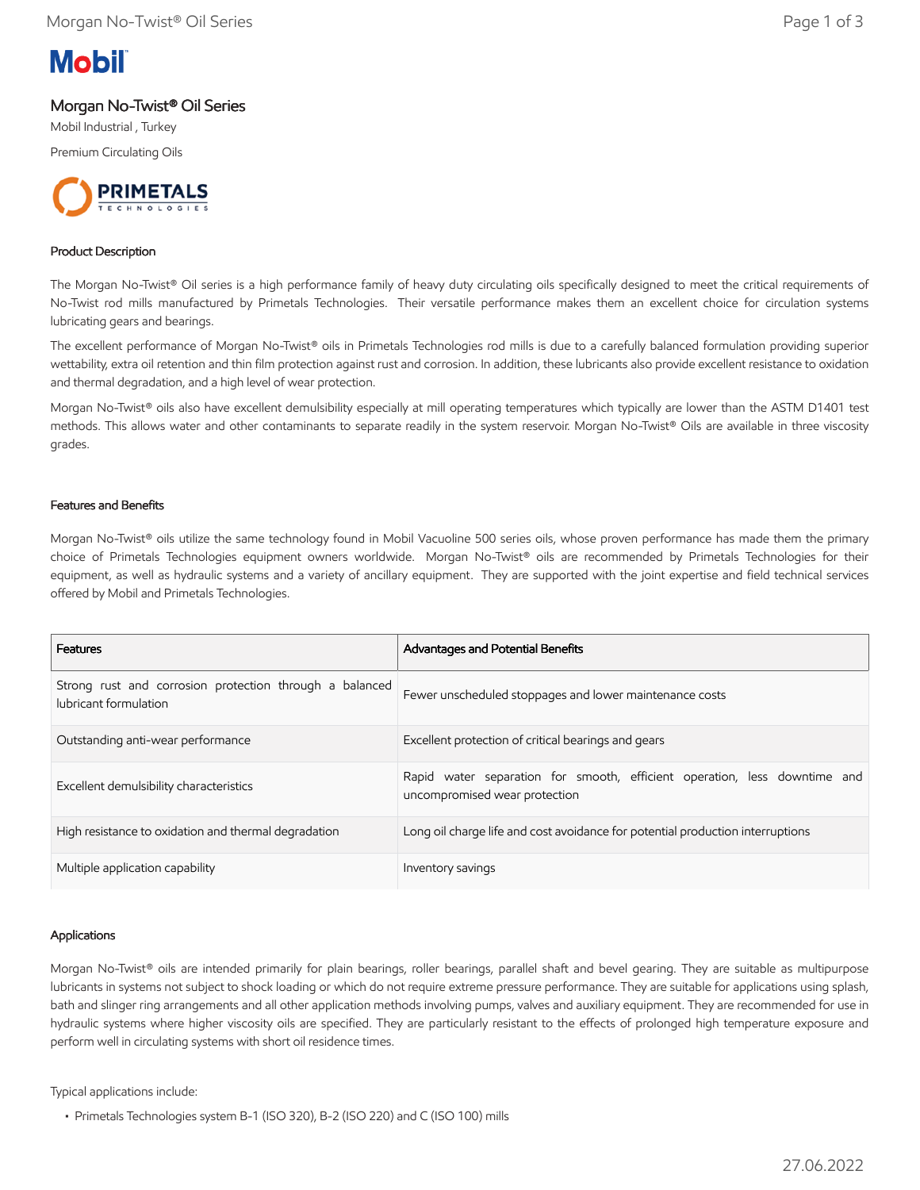# Morgan No-Twist® Oil Series

Mobil Industrial , Turkey

Premium Circulating Oils

PRIMETALS TECHNOLOGIES

## Product Description

The Morgan No-Twist® Oil series is a high performance family of heavy duty circulating oils specifically designed to meet the critical requirements of No-Twist rod mills manufactured by Primetals Technologies. Their versatile performance makes them an excellent choice for circulation systems lubricating gears and bearings.

The excellent performance of Morgan No-Twist® oils in Primetals Technologies rod mills is due to a carefully balanced formulation providing superior wettability, extra oil retention and thin film protection against rust and corrosion. In addition, these lubricants also provide excellent resistance to oxidation and thermal degradation, and a high level of wear protection.

Morgan No-Twist® oils also have excellent demulsibility especially at mill operating temperatures which typically are lower than the ASTM D1401 test methods. This allows water and other contaminants to separate readily in the system reservoir. Morgan No-Twist® Oils are available in three viscosity grades.

## Features and Benefits

Morgan No-Twist® oils utilize the same technology found in Mobil Vacuoline 500 series oils, whose proven performance has made them the primary choice of Primetals Technologies equipment owners worldwide. Morgan No-Twist® oils are recommended by Primetals Technologies for their equipment, as well as hydraulic systems and a variety of ancillary equipment. They are supported with the joint expertise and field technical services offered by Mobil and Primetals Technologies.

| Features | Advantages and Potential Benefits |
| --- | --- |
| Strong rust and corrosion protection through a balanced lubricant formulation | Fewer unscheduled stoppages and lower maintenance costs |
| Outstanding anti-wear performance | Excellent protection of critical bearings and gears |
| Excellent demulsibility characteristics | Rapid water separation for smooth, efficient operation, less downtime and uncompromised wear protection |
| High resistance to oxidation and thermal degradation | Long oil charge life and cost avoidance for potential production interruptions |
| Multiple application capability | Inventory savings |

## Applications

Morgan No-Twist® oils are intended primarily for plain bearings, roller bearings, parallel shaft and bevel gearing. They are suitable as multipurpose lubricants in systems not subject to shock loading or which do not require extreme pressure performance. They are suitable for applications using splash, bath and slinger ring arrangements and all other application methods involving pumps, valves and auxiliary equipment. They are recommended for use in hydraulic systems where higher viscosity oils are specified. They are particularly resistant to the effects of prolonged high temperature exposure and perform well in circulating systems with short oil residence times.

Typical applications include:

- Primetals Technologies system B-1 (ISO 320), B-2 (ISO 220) and C (ISO 100) mills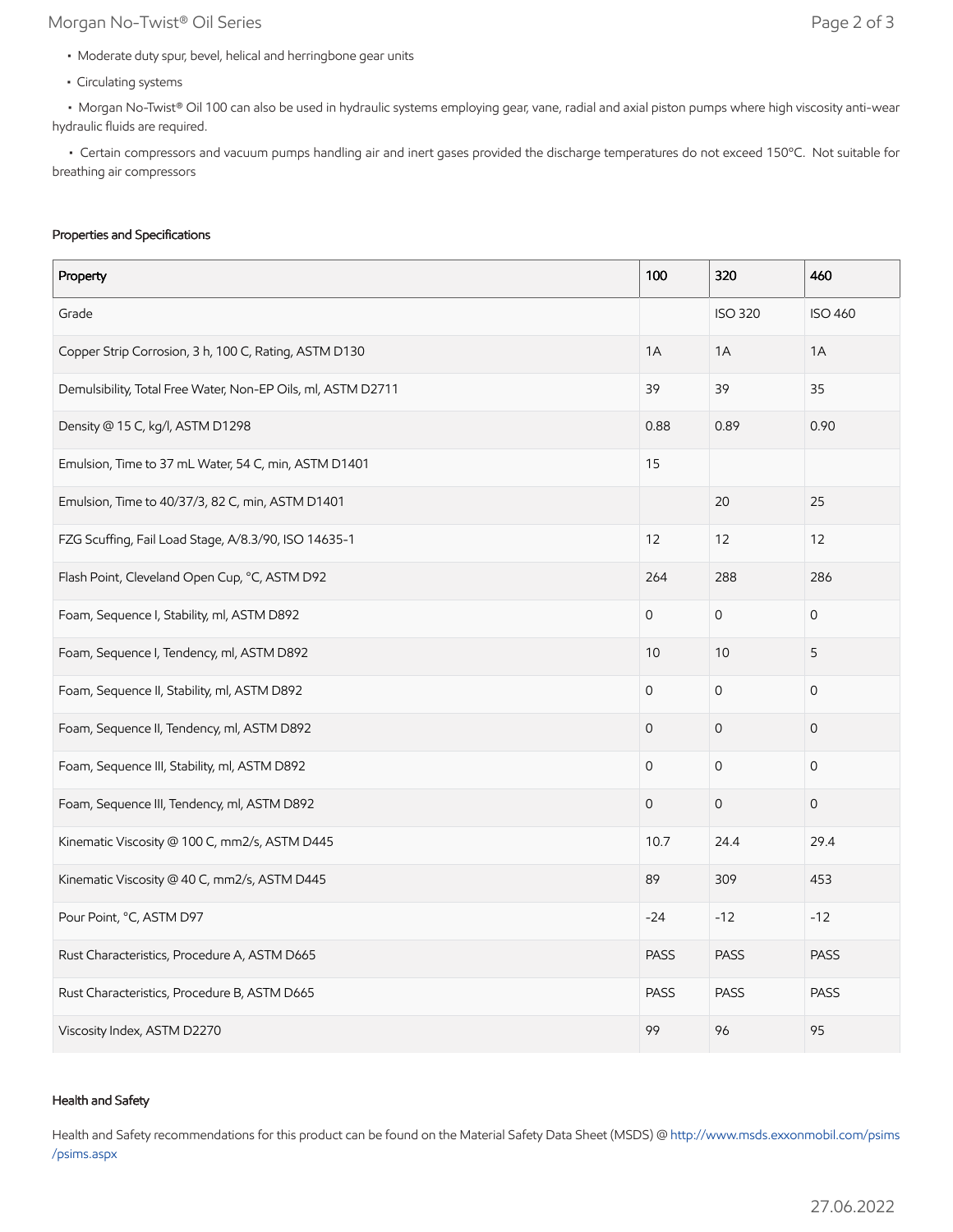- Moderate duty spur, bevel, helical and herringbone gear units
- Circulating systems
- Morgan No-Twist® Oil 100 can also be used in hydraulic systems employing gear, vane, radial and axial piston pumps where high viscosity anti-wear hydraulic fluids are required.
- Certain compressors and vacuum pumps handling air and inert gases provided the discharge temperatures do not exceed 150°C. Not suitable for breathing air compressors

### Properties and Specifications

| Property | 100 | 320 | 460 |
|---|---|---|---|
| Grade | | ISO 320 | ISO 460 |
| Copper Strip Corrosion, 3 h, 100 C, Rating, ASTM D130 | 1A | 1A | 1A |
| Demulsibility, Total Free Water, Non-EP Oils, ml, ASTM D2711 | 39 | 39 | 35 |
| Density @ 15 C, kg/l, ASTM D1298 | 0.88 | 0.89 | 0.90 |
| Emulsion, Time to 37 mL Water, 54 C, min, ASTM D1401 | 15 | | |
| Emulsion, Time to 40/37/3, 82 C, min, ASTM D1401 | | 20 | 25 |
| FZG Scuffing, Fail Load Stage, A/8.3/90, ISO 14635-1 | 12 | 12 | 12 |
| Flash Point, Cleveland Open Cup, °C, ASTM D92 | 264 | 288 | 286 |
| Foam, Sequence I, Stability, ml, ASTM D892 | 0 | 0 | 0 |
| Foam, Sequence I, Tendency, ml, ASTM D892 | 10 | 10 | 5 |
| Foam, Sequence II, Stability, ml, ASTM D892 | 0 | 0 | 0 |
| Foam, Sequence II, Tendency, ml, ASTM D892 | 0 | 0 | 0 |
| Foam, Sequence III, Stability, ml, ASTM D892 | 0 | 0 | 0 |
| Foam, Sequence III, Tendency, ml, ASTM D892 | 0 | 0 | 0 |
| Kinematic Viscosity @ 100 C, mm2/s, ASTM D445 | 10.7 | 24.4 | 29.4 |
| Kinematic Viscosity @ 40 C, mm2/s, ASTM D445 | 89 | 309 | 453 |
| Pour Point, °C, ASTM D97 | -24 | -12 | -12 |
| Rust Characteristics, Procedure A, ASTM D665 | PASS | PASS | PASS |
| Rust Characteristics, Procedure B, ASTM D665 | PASS | PASS | PASS |
| Viscosity Index, ASTM D2270 | 99 | 96 | 95 |

### Health and Safety

Health and Safety recommendations for this product can be found on the Material Safety Data Sheet (MSDS) @ http://www.msds.exxonmobil.com/psims/psims.aspx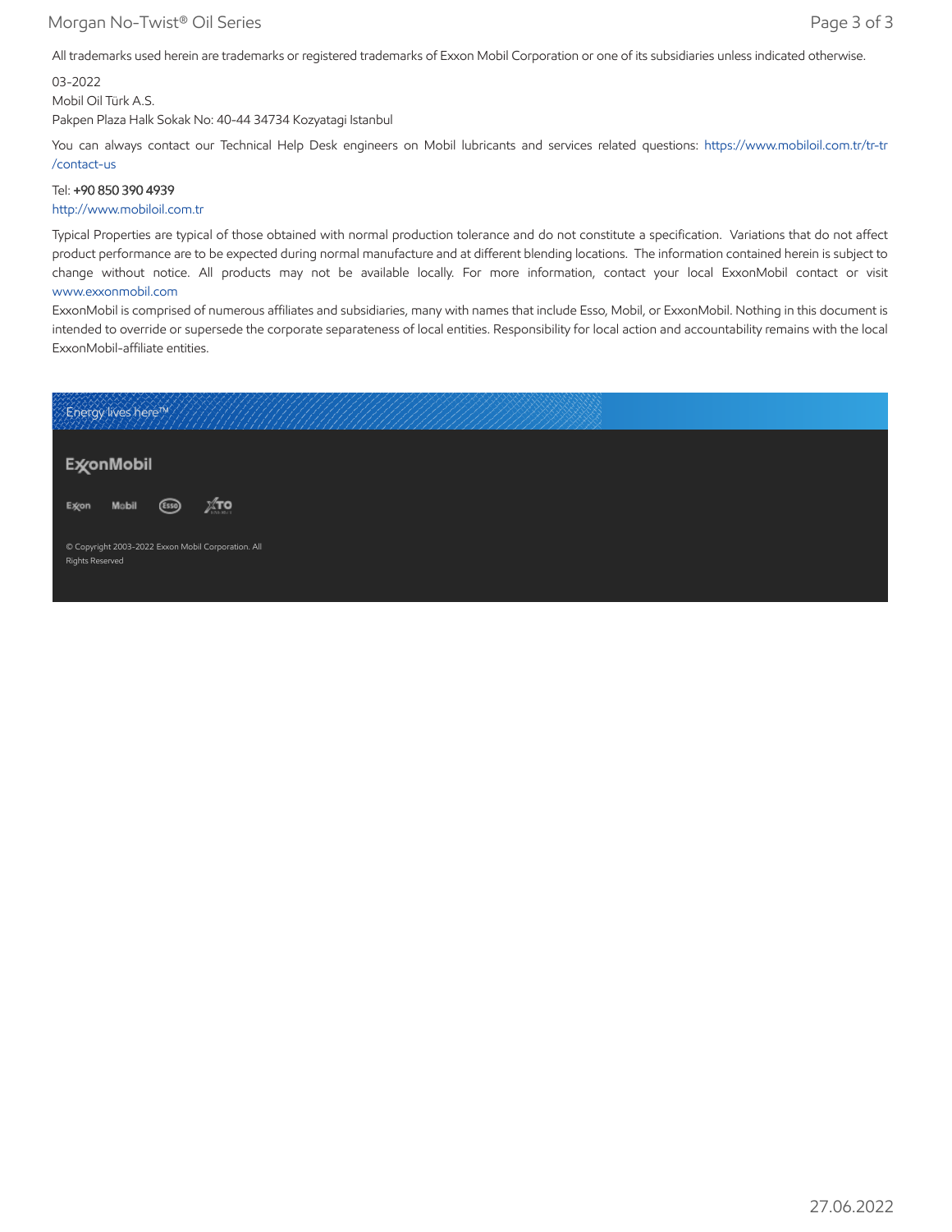All trademarks used herein are trademarks or registered trademarks of Exxon Mobil Corporation or one of its subsidiaries unless indicated otherwise.

03-2022
Mobil Oil Türk A.S.
Pakpen Plaza Halk Sokak No: 40-44 34734 Kozyatagi Istanbul

You can always contact our Technical Help Desk engineers on Mobil lubricants and services related questions: https://www.mobiloil.com.tr/tr-tr/contact-us

Tel: +90 850 390 4939
http://www.mobiloil.com.tr

Typical Properties are typical of those obtained with normal production tolerance and do not constitute a specification. Variations that do not affect product performance are to be expected during normal manufacture and at different blending locations. The information contained herein is subject to change without notice. All products may not be available locally. For more information, contact your local ExxonMobil contact or visit www.exxonmobil.com

ExxonMobil is comprised of numerous affiliates and subsidiaries, many with names that include Esso, Mobil, or ExxonMobil. Nothing in this document is intended to override or supersede the corporate separateness of local entities. Responsibility for local action and accountability remains with the local ExxonMobil-affiliate entities.

Energy lives here™

ExxonMobil

Exxon Mobil Esso XTO

© Copyright 2003-2022 Exxon Mobil Corporation. All Rights Reserved